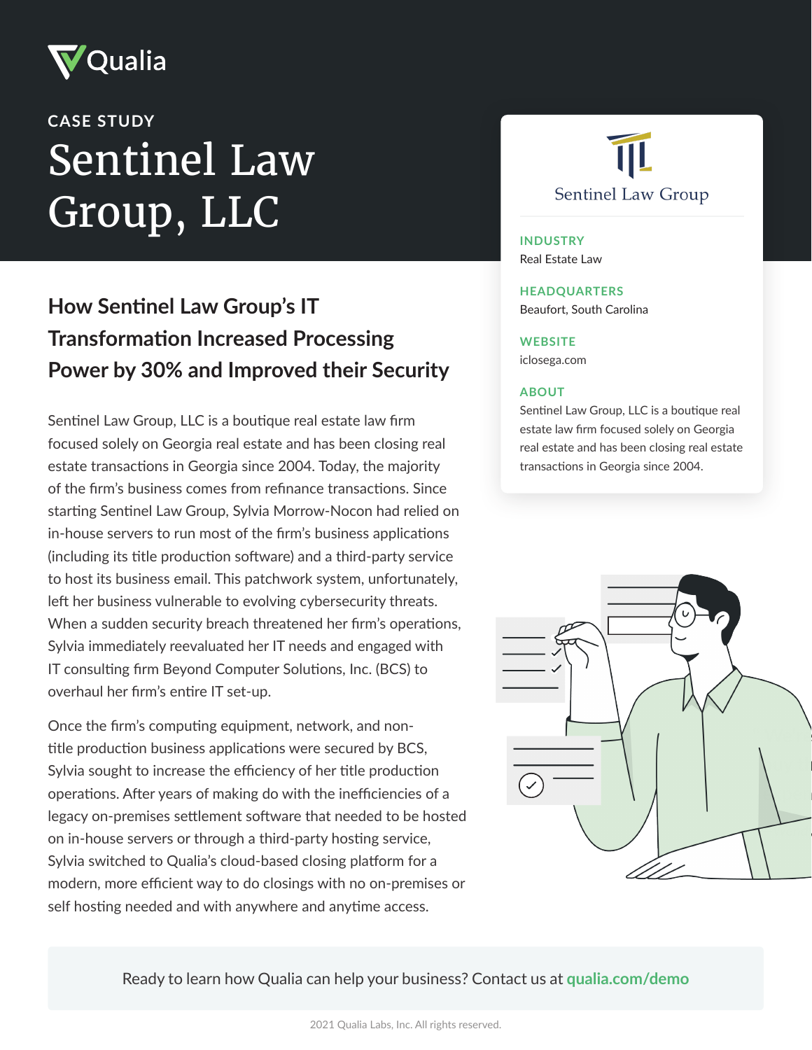Qualia

CASE STUDY

# Sentinel Law Group, LLC

Sentinel Law Group

**INDUSTRY**
Real Estate Law

**HEADQUARTERS**
Beaufort, South Carolina

**WEBSITE**
iclosega.com

**ABOUT**
Sentinel Law Group, LLC is a boutique real estate law firm focused solely on Georgia real estate and has been closing real estate transactions in Georgia since 2004.

## How Sentinel Law Group's IT Transformation Increased Processing Power by 30% and Improved their Security

Sentinel Law Group, LLC is a boutique real estate law firm focused solely on Georgia real estate and has been closing real estate transactions in Georgia since 2004. Today, the majority of the firm's business comes from refinance transactions. Since starting Sentinel Law Group, Sylvia Morrow-Nocon had relied on in-house servers to run most of the firm's business applications (including its title production software) and a third-party service to host its business email. This patchwork system, unfortunately, left her business vulnerable to evolving cybersecurity threats. When a sudden security breach threatened her firm's operations, Sylvia immediately reevaluated her IT needs and engaged with IT consulting firm Beyond Computer Solutions, Inc. (BCS) to overhaul her firm's entire IT set-up.

Once the firm's computing equipment, network, and non-title production business applications were secured by BCS, Sylvia sought to increase the efficiency of her title production operations. After years of making do with the inefficiencies of a legacy on-premises settlement software that needed to be hosted on in-house servers or through a third-party hosting service, Sylvia switched to Qualia's cloud-based closing platform for a modern, more efficient way to do closings with no on-premises or self hosting needed and with anywhere and anytime access.

Ready to learn how Qualia can help your business? Contact us at **qualia.com/demo**

2021 Qualia Labs, Inc. All rights reserved.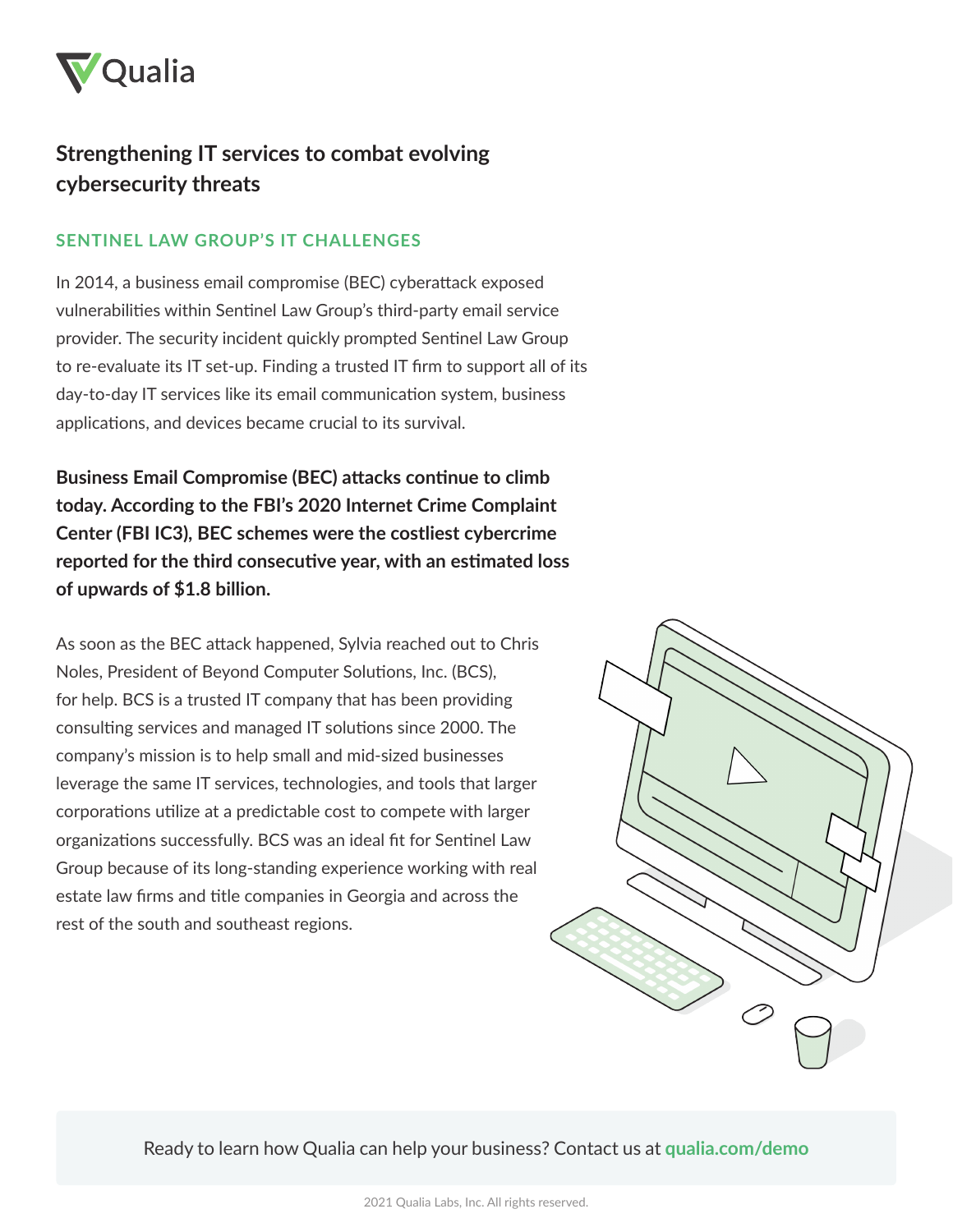# Strengthening IT services to combat evolving cybersecurity threats

## SENTINEL LAW GROUP'S IT CHALLENGES

In 2014, a business email compromise (BEC) cyberattack exposed vulnerabilities within Sentinel Law Group's third-party email service provider. The security incident quickly prompted Sentinel Law Group to re-evaluate its IT set-up. Finding a trusted IT firm to support all of its day-to-day IT services like its email communication system, business applications, and devices became crucial to its survival.

**Business Email Compromise (BEC) attacks continue to climb today. According to the FBI's 2020 Internet Crime Complaint Center (FBI IC3), BEC schemes were the costliest cybercrime reported for the third consecutive year, with an estimated loss of upwards of $1.8 billion.**

As soon as the BEC attack happened, Sylvia reached out to Chris Noles, President of Beyond Computer Solutions, Inc. (BCS), for help. BCS is a trusted IT company that has been providing consulting services and managed IT solutions since 2000. The company's mission is to help small and mid-sized businesses leverage the same IT services, technologies, and tools that larger corporations utilize at a predictable cost to compete with larger organizations successfully. BCS was an ideal fit for Sentinel Law Group because of its long-standing experience working with real estate law firms and title companies in Georgia and across the rest of the south and southeast regions.

Ready to learn how Qualia can help your business? Contact us at **qualia.com/demo**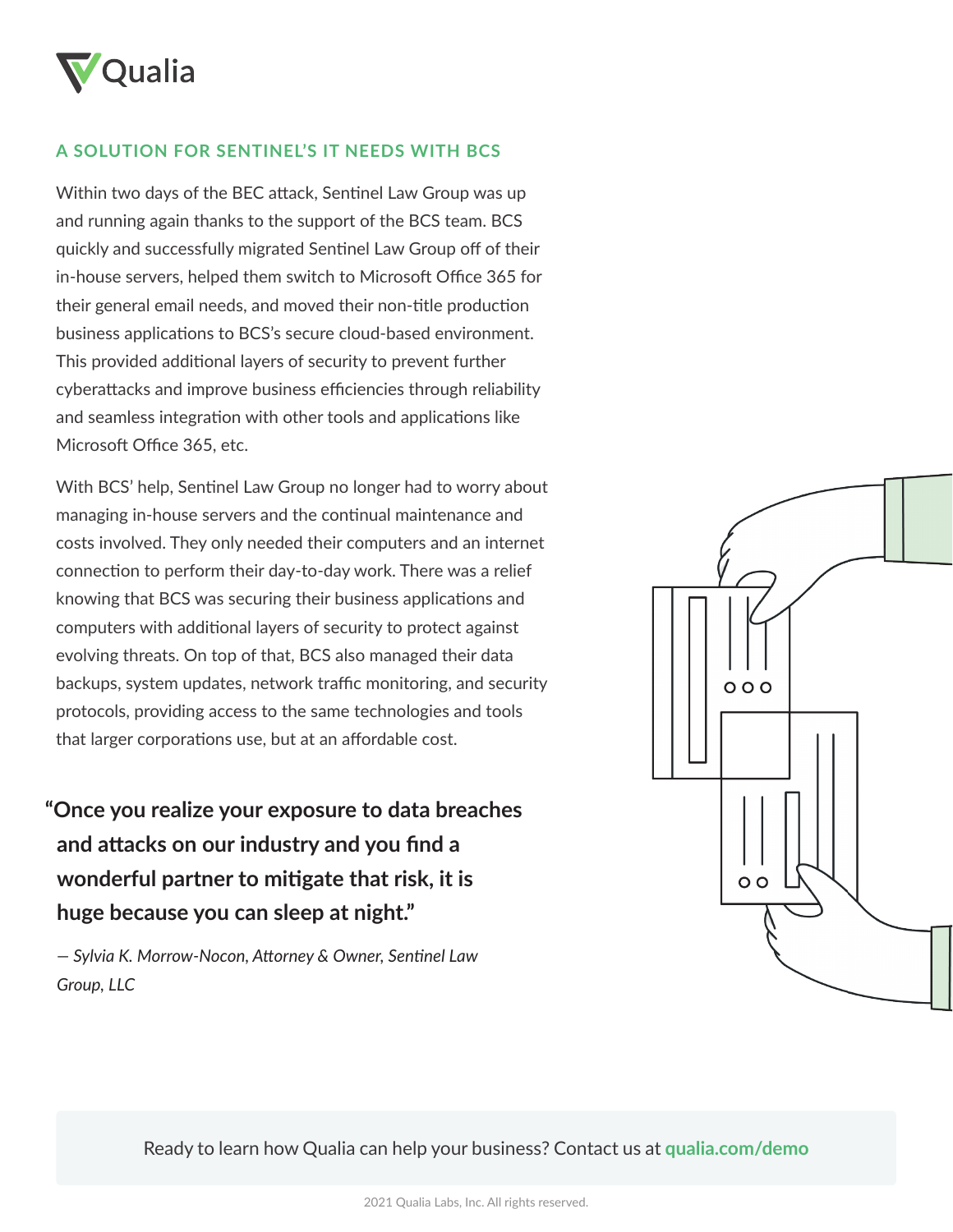## A SOLUTION FOR SENTINEL'S IT NEEDS WITH BCS

Within two days of the BEC attack, Sentinel Law Group was up and running again thanks to the support of the BCS team. BCS quickly and successfully migrated Sentinel Law Group off of their in-house servers, helped them switch to Microsoft Office 365 for their general email needs, and moved their non-title production business applications to BCS's secure cloud-based environment. This provided additional layers of security to prevent further cyberattacks and improve business efficiencies through reliability and seamless integration with other tools and applications like Microsoft Office 365, etc.

With BCS' help, Sentinel Law Group no longer had to worry about managing in-house servers and the continual maintenance and costs involved. They only needed their computers and an internet connection to perform their day-to-day work. There was a relief knowing that BCS was securing their business applications and computers with additional layers of security to protect against evolving threats. On top of that, BCS also managed their data backups, system updates, network traffic monitoring, and security protocols, providing access to the same technologies and tools that larger corporations use, but at an affordable cost.

> **"Once you realize your exposure to data breaches and attacks on our industry and you find a wonderful partner to mitigate that risk, it is huge because you can sleep at night."**
>
> *— Sylvia K. Morrow-Nocon, Attorney & Owner, Sentinel Law Group, LLC*

Ready to learn how Qualia can help your business? Contact us at **qualia.com/demo**

2021 Qualia Labs, Inc. All rights reserved.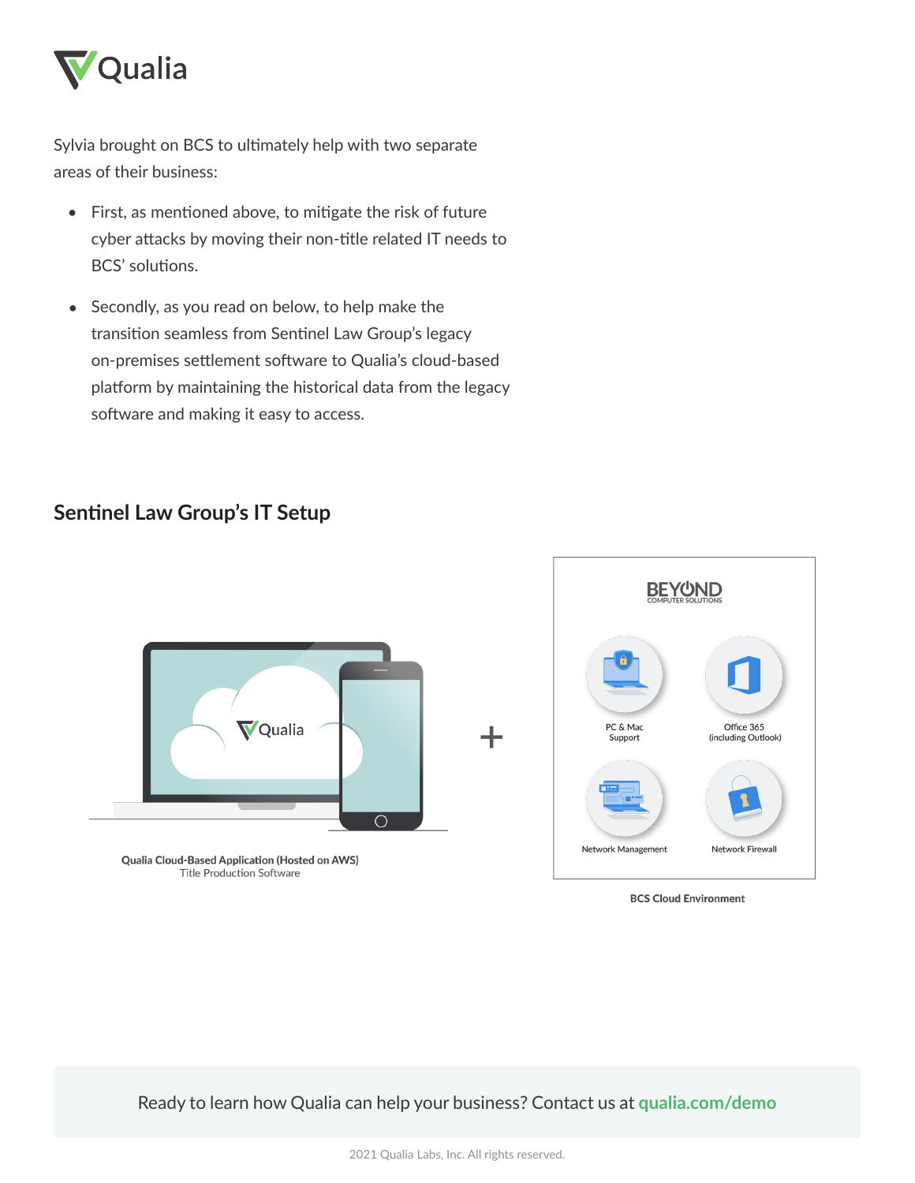Sylvia brought on BCS to ultimately help with two separate areas of their business:

- First, as mentioned above, to mitigate the risk of future cyber attacks by moving their non-title related IT needs to BCS' solutions.
- Secondly, as you read on below, to help make the transition seamless from Sentinel Law Group's legacy on-premises settlement software to Qualia's cloud-based platform by maintaining the historical data from the legacy software and making it easy to access.

## Sentinel Law Group's IT Setup

**Qualia Cloud-Based Application (Hosted on AWS)**
Title Production Software

+

BEYOND COMPUTER SOLUTIONS

PC & Mac Support

Office 365 (including Outlook)

Network Management

Network Firewall

**BCS Cloud Environment**

Ready to learn how Qualia can help your business? Contact us at **qualia.com/demo**

2021 Qualia Labs, Inc. All rights reserved.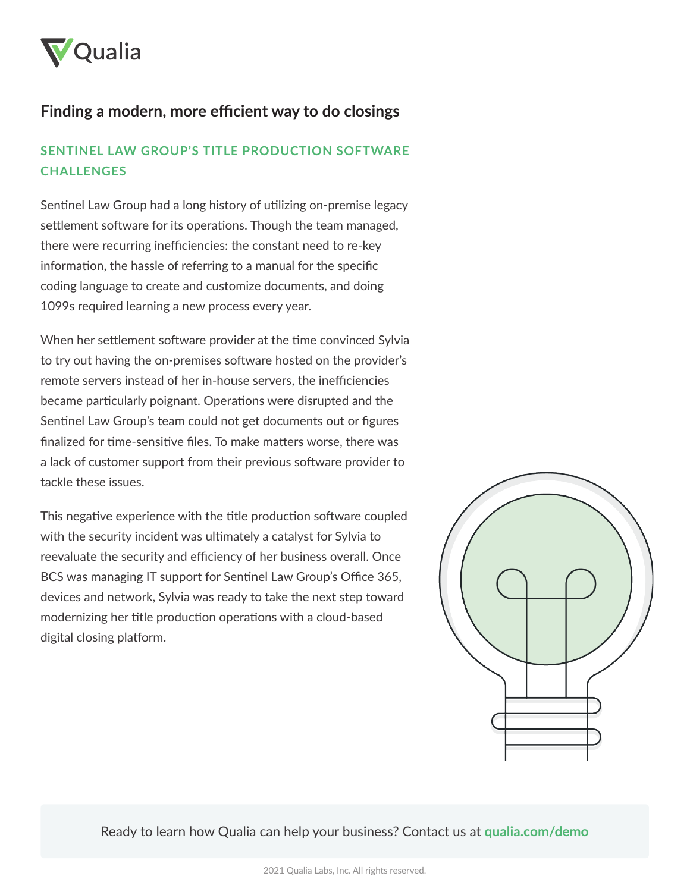## Finding a modern, more efficient way to do closings

### SENTINEL LAW GROUP'S TITLE PRODUCTION SOFTWARE CHALLENGES

Sentinel Law Group had a long history of utilizing on-premise legacy settlement software for its operations. Though the team managed, there were recurring inefficiencies: the constant need to re-key information, the hassle of referring to a manual for the specific coding language to create and customize documents, and doing 1099s required learning a new process every year.

When her settlement software provider at the time convinced Sylvia to try out having the on-premises software hosted on the provider's remote servers instead of her in-house servers, the inefficiencies became particularly poignant. Operations were disrupted and the Sentinel Law Group's team could not get documents out or figures finalized for time-sensitive files. To make matters worse, there was a lack of customer support from their previous software provider to tackle these issues.

This negative experience with the title production software coupled with the security incident was ultimately a catalyst for Sylvia to reevaluate the security and efficiency of her business overall. Once BCS was managing IT support for Sentinel Law Group's Office 365, devices and network, Sylvia was ready to take the next step toward modernizing her title production operations with a cloud-based digital closing platform.

Ready to learn how Qualia can help your business? Contact us at **qualia.com/demo**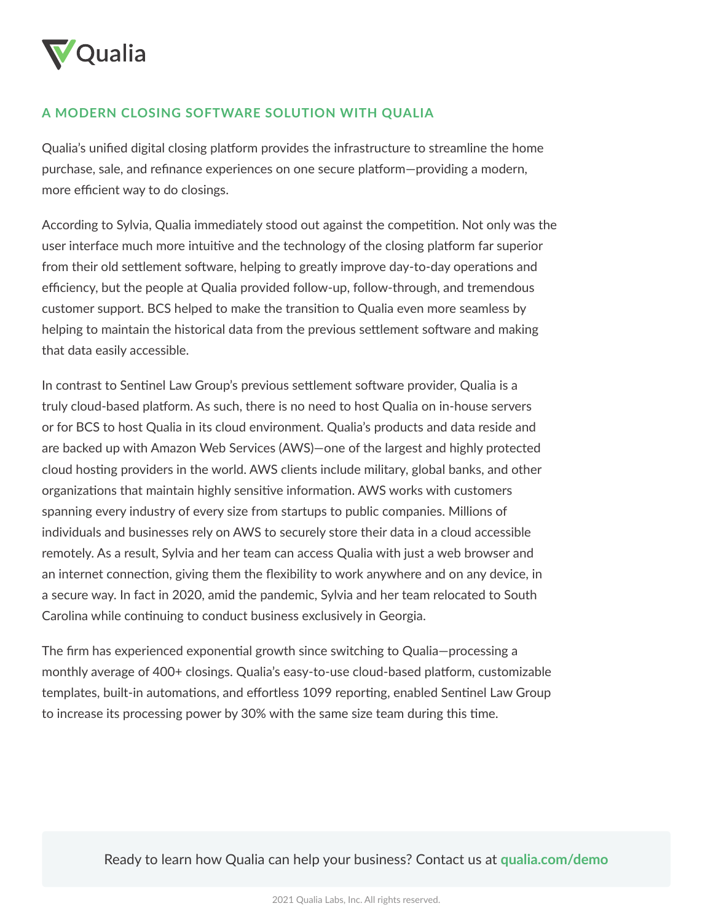## A MODERN CLOSING SOFTWARE SOLUTION WITH QUALIA

Qualia's unified digital closing platform provides the infrastructure to streamline the home purchase, sale, and refinance experiences on one secure platform—providing a modern, more efficient way to do closings.

According to Sylvia, Qualia immediately stood out against the competition. Not only was the user interface much more intuitive and the technology of the closing platform far superior from their old settlement software, helping to greatly improve day-to-day operations and efficiency, but the people at Qualia provided follow-up, follow-through, and tremendous customer support. BCS helped to make the transition to Qualia even more seamless by helping to maintain the historical data from the previous settlement software and making that data easily accessible.

In contrast to Sentinel Law Group's previous settlement software provider, Qualia is a truly cloud-based platform. As such, there is no need to host Qualia on in-house servers or for BCS to host Qualia in its cloud environment. Qualia's products and data reside and are backed up with Amazon Web Services (AWS)—one of the largest and highly protected cloud hosting providers in the world. AWS clients include military, global banks, and other organizations that maintain highly sensitive information. AWS works with customers spanning every industry of every size from startups to public companies. Millions of individuals and businesses rely on AWS to securely store their data in a cloud accessible remotely. As a result, Sylvia and her team can access Qualia with just a web browser and an internet connection, giving them the flexibility to work anywhere and on any device, in a secure way. In fact in 2020, amid the pandemic, Sylvia and her team relocated to South Carolina while continuing to conduct business exclusively in Georgia.

The firm has experienced exponential growth since switching to Qualia—processing a monthly average of 400+ closings. Qualia's easy-to-use cloud-based platform, customizable templates, built-in automations, and effortless 1099 reporting, enabled Sentinel Law Group to increase its processing power by 30% with the same size team during this time.

Ready to learn how Qualia can help your business? Contact us at **qualia.com/demo**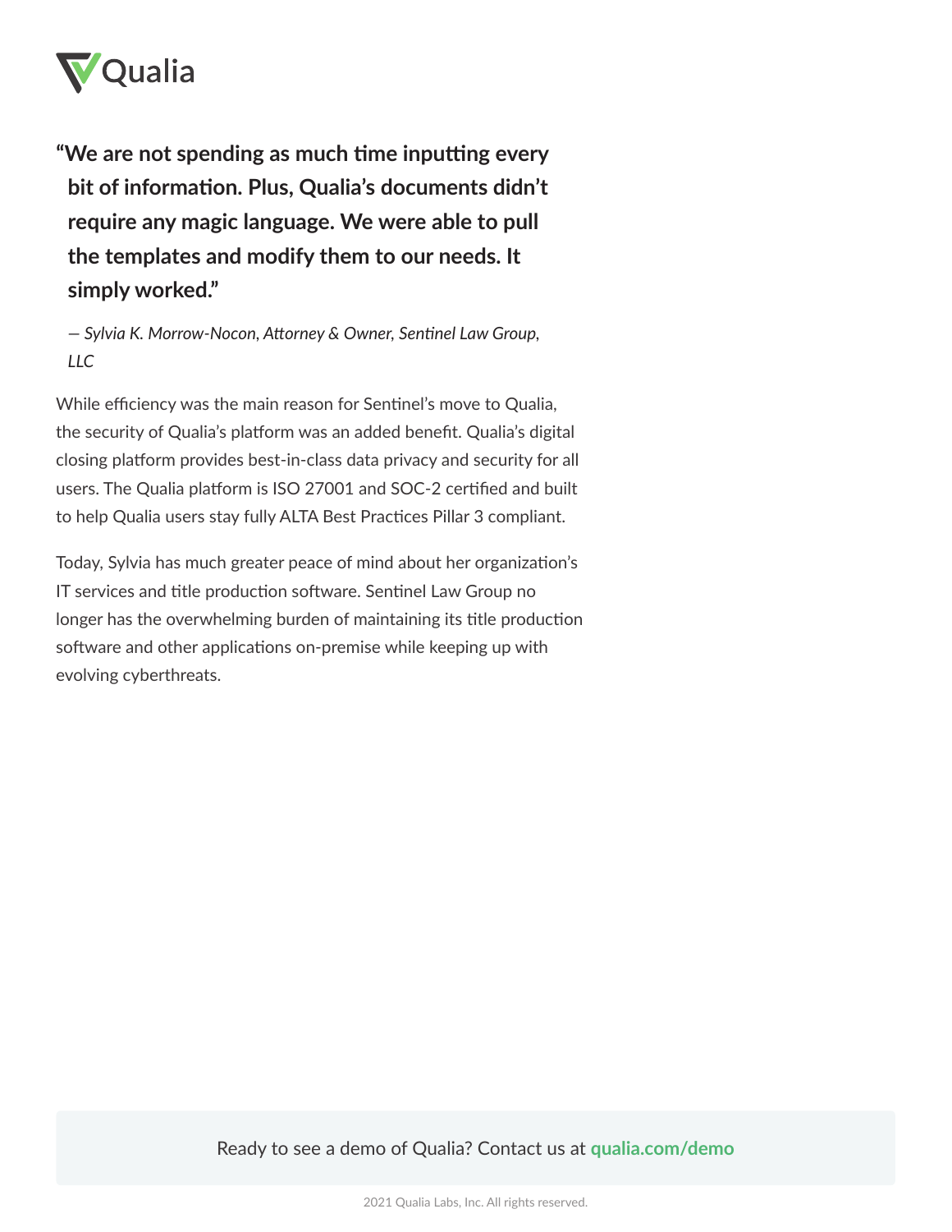**"We are not spending as much time inputting every bit of information. Plus, Qualia's documents didn't require any magic language. We were able to pull the templates and modify them to our needs. It simply worked."**

*— Sylvia K. Morrow-Nocon, Attorney & Owner, Sentinel Law Group, LLC*

While efficiency was the main reason for Sentinel's move to Qualia, the security of Qualia's platform was an added benefit. Qualia's digital closing platform provides best-in-class data privacy and security for all users. The Qualia platform is ISO 27001 and SOC-2 certified and built to help Qualia users stay fully ALTA Best Practices Pillar 3 compliant.

Today, Sylvia has much greater peace of mind about her organization's IT services and title production software. Sentinel Law Group no longer has the overwhelming burden of maintaining its title production software and other applications on-premise while keeping up with evolving cyberthreats.

Ready to see a demo of Qualia? Contact us at **qualia.com/demo**

2021 Qualia Labs, Inc. All rights reserved.